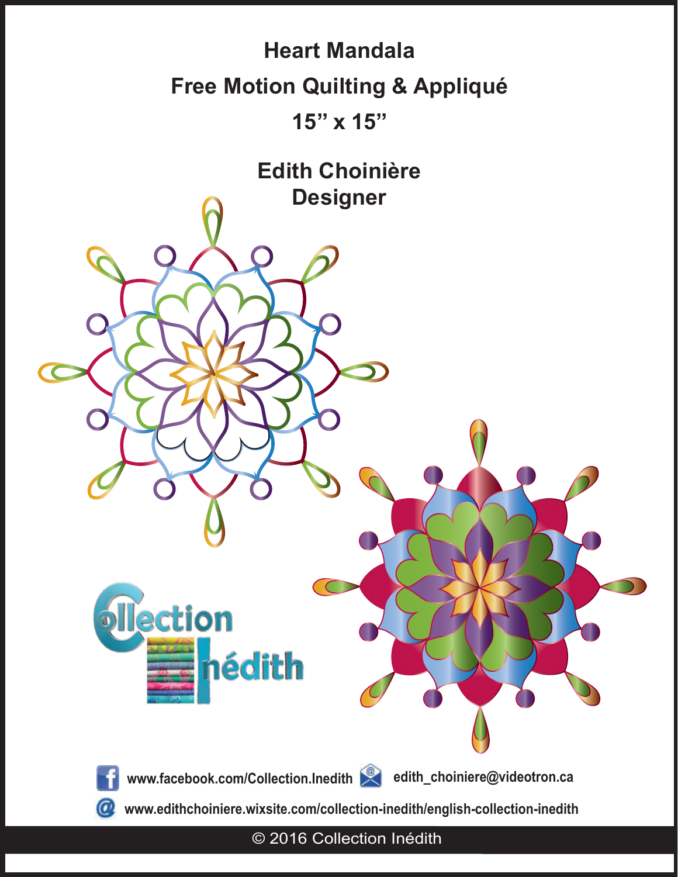# Heart Mandala

## Free Motion Quilting & Appliqué

## 15" x 15"

**Edith Choinière**
**Designer**

www.facebook.com/Collection.Inedith

edith_choiniere@videotron.ca

www.edithchoiniere.wixsite.com/collection-inedith/english-collection-inedith

© 2016 Collection Inédith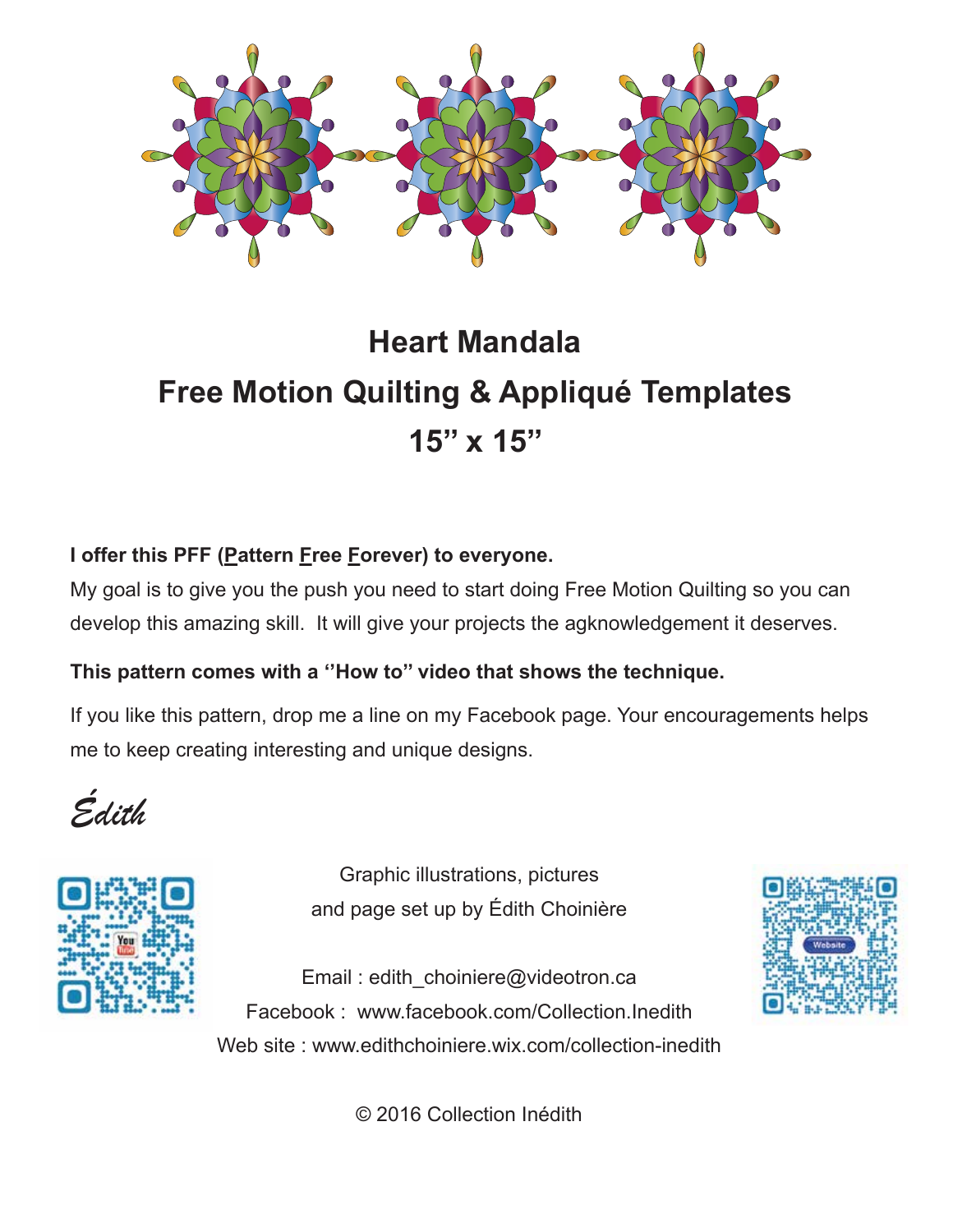# Heart Mandala

## Free Motion Quilting & Appliqué Templates

## 15" x 15"

**I offer this PFF (<u>P</u>attern <u>F</u>ree <u>F</u>orever) to everyone.**

My goal is to give you the push you need to start doing Free Motion Quilting so you can develop this amazing skill. It will give your projects the agknowledgement it deserves.

**This pattern comes with a ''How to" video that shows the technique.**

If you like this pattern, drop me a line on my Facebook page. Your encouragements helps me to keep creating interesting and unique designs.

*Édith*

Graphic illustrations, pictures and page set up by Édith Choinière

Email : edith_choiniere@videotron.ca
Facebook : www.facebook.com/Collection.Inedith
Web site : www.edithchoiniere.wix.com/collection-inedith

© 2016 Collection Inédith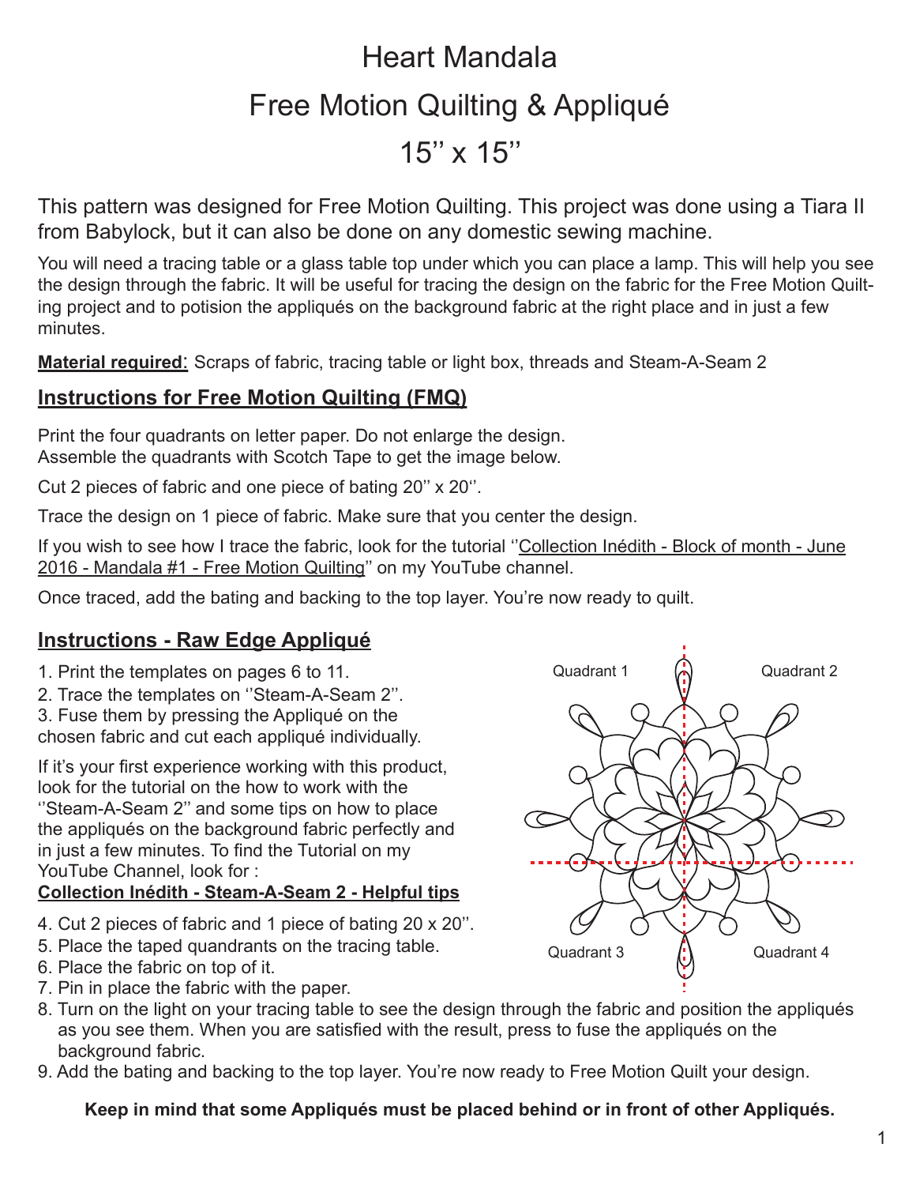# Heart Mandala

# Free Motion Quilting & Appliqué

# 15'' x 15''

This pattern was designed for Free Motion Quilting. This project was done using a Tiara II from Babylock, but it can also be done on any domestic sewing machine.

You will need a tracing table or a glass table top under which you can place a lamp. This will help you see the design through the fabric. It will be useful for tracing the design on the fabric for the Free Motion Quilting project and to potision the appliqués on the background fabric at the right place and in just a few minutes.

**Material required**: Scraps of fabric, tracing table or light box, threads and Steam-A-Seam 2

## Instructions for Free Motion Quilting (FMQ)

Print the four quadrants on letter paper. Do not enlarge the design.
Assemble the quadrants with Scotch Tape to get the image below.

Cut 2 pieces of fabric and one piece of bating 20'' x 20''.

Trace the design on 1 piece of fabric. Make sure that you center the design.

If you wish to see how I trace the fabric, look for the tutorial ''Collection Inédith - Block of month - June 2016 - Mandala #1 - Free Motion Quilting'' on my YouTube channel.

Once traced, add the bating and backing to the top layer. You're now ready to quilt.

## Instructions - Raw Edge Appliqué

1. Print the templates on pages 6 to 11.
2. Trace the templates on ''Steam-A-Seam 2''.
3. Fuse them by pressing the Appliqué on the chosen fabric and cut each appliqué individually.

If it's your first experience working with this product, look for the tutorial on the how to work with the ''Steam-A-Seam 2'' and some tips on how to place the appliqués on the background fabric perfectly and in just a few minutes. To find the Tutorial on my YouTube Channel, look for :
**Collection Inédith - Steam-A-Seam 2 - Helpful tips**

Quadrant 1 | Quadrant 2 | Quadrant 3 | Quadrant 4

4. Cut 2 pieces of fabric and 1 piece of bating 20 x 20''.
5. Place the taped quandrants on the tracing table.
6. Place the fabric on top of it.
7. Pin in place the fabric with the paper.
8. Turn on the light on your tracing table to see the design through the fabric and position the appliqués as you see them. When you are satisfied with the result, press to fuse the appliqués on the background fabric.
9. Add the bating and backing to the top layer. You're now ready to Free Motion Quilt your design.

**Keep in mind that some Appliqués must be placed behind or in front of other Appliqués.**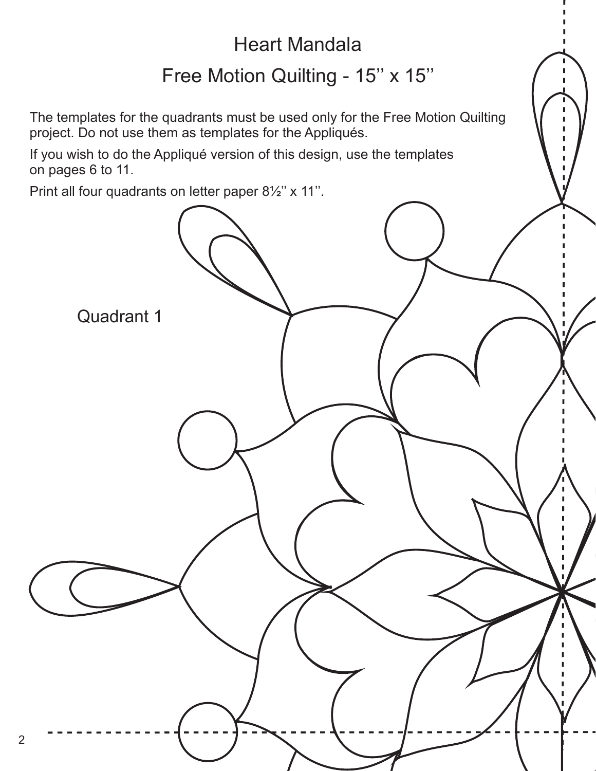# Heart Mandala

## Free Motion Quilting - 15'' x 15''

The templates for the quadrants must be used only for the Free Motion Quilting project. Do not use them as templates for the Appliqués.

If you wish to do the Appliqué version of this design, use the templates on pages 6 to 11.

Print all four quadrants on letter paper 8½'' x 11''.

Quadrant 1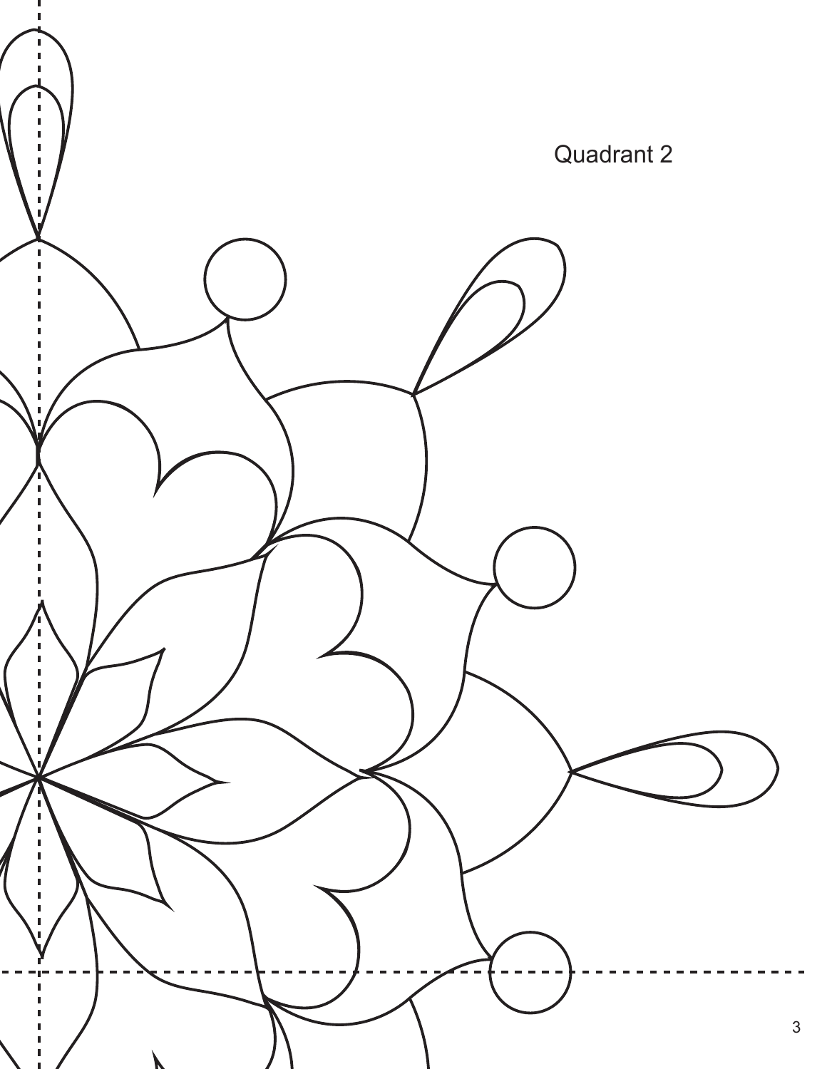Quadrant 2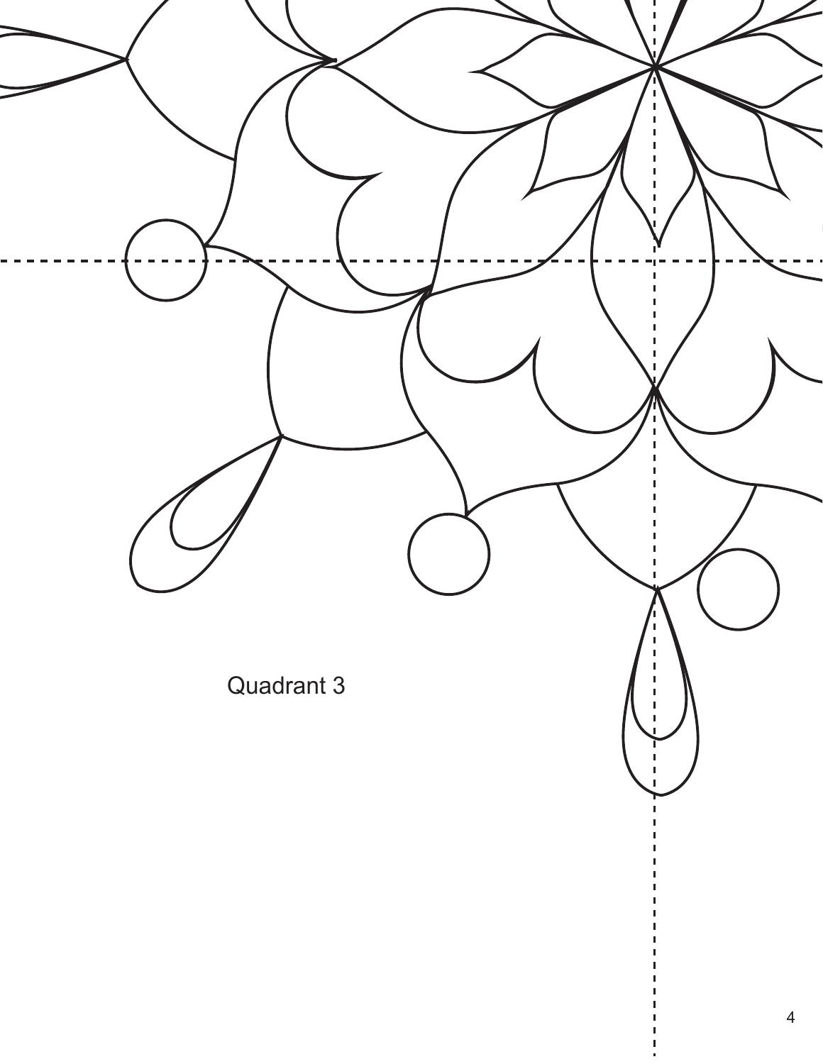Quadrant 3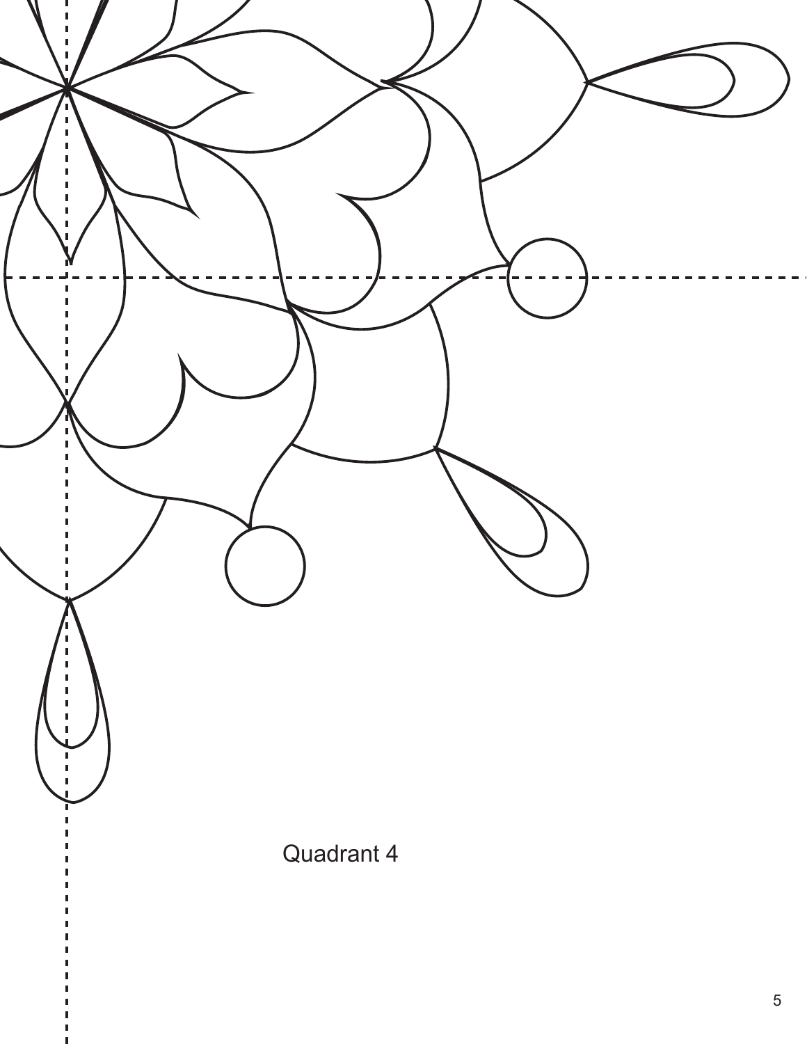Quadrant 4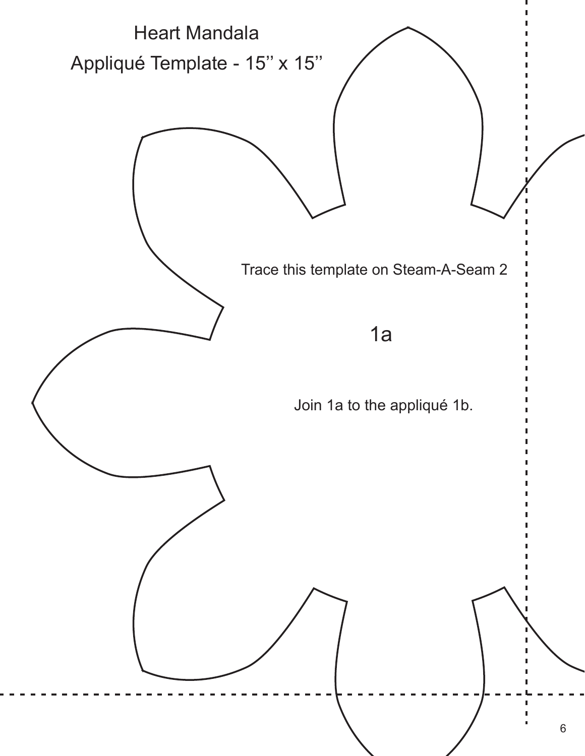Heart Mandala

Appliqué Template - 15'' x 15''

Trace this template on Steam-A-Seam 2

1a

Join 1a to the appliqué 1b.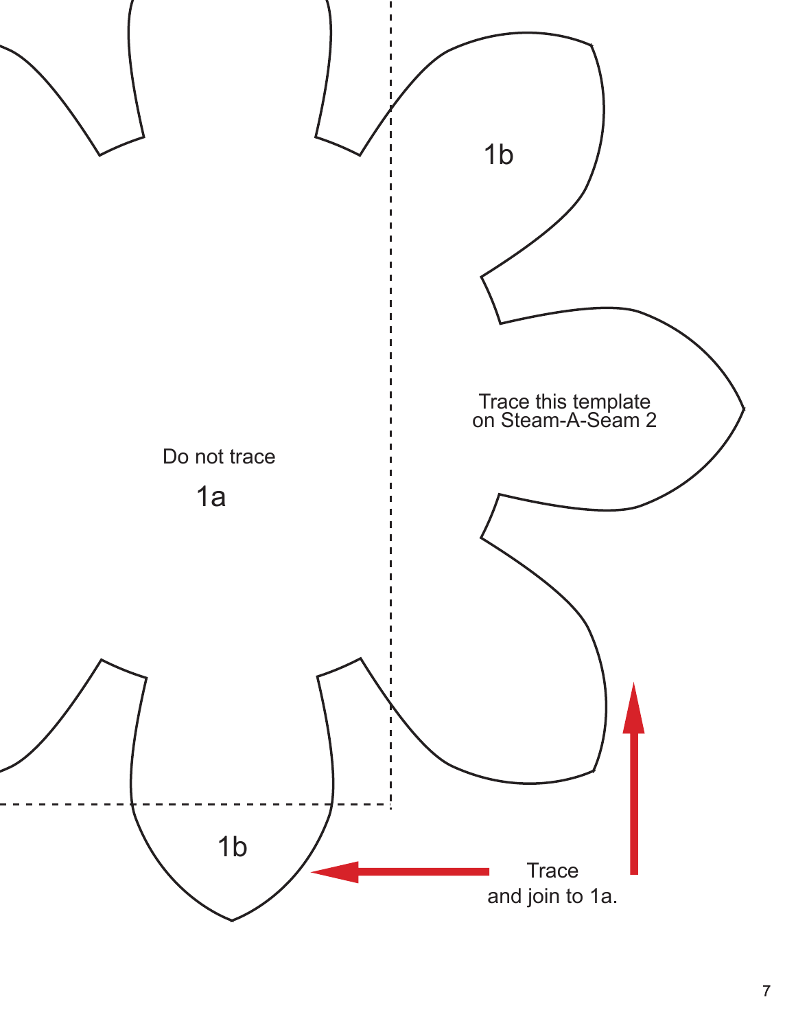1b

Trace this template
on Steam-A-Seam 2

Do not trace

1a

1b

Trace
and join to 1a.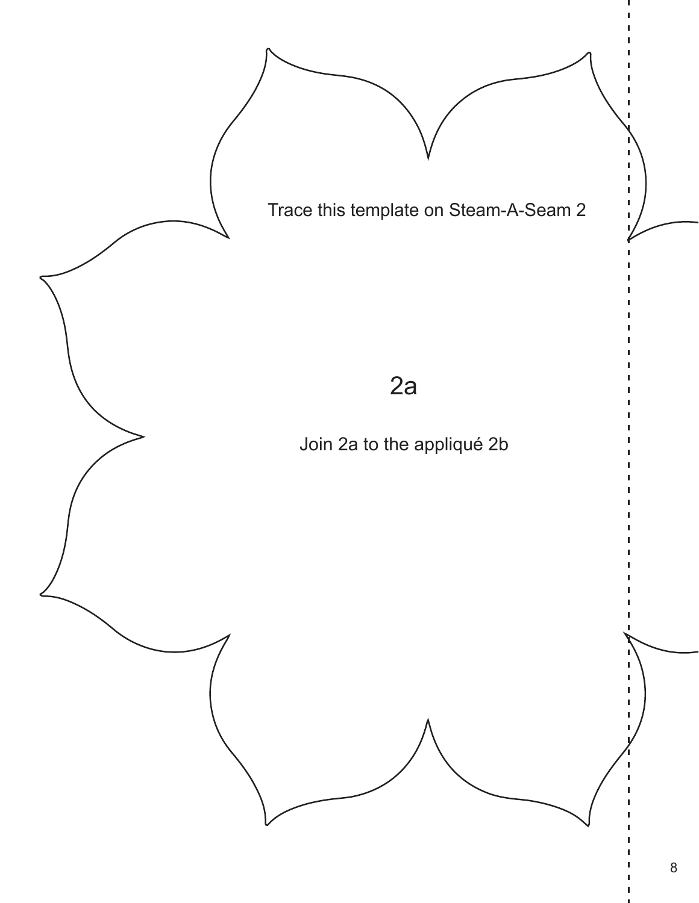Trace this template on Steam-A-Seam 2

2a

Join 2a to the appliqué 2b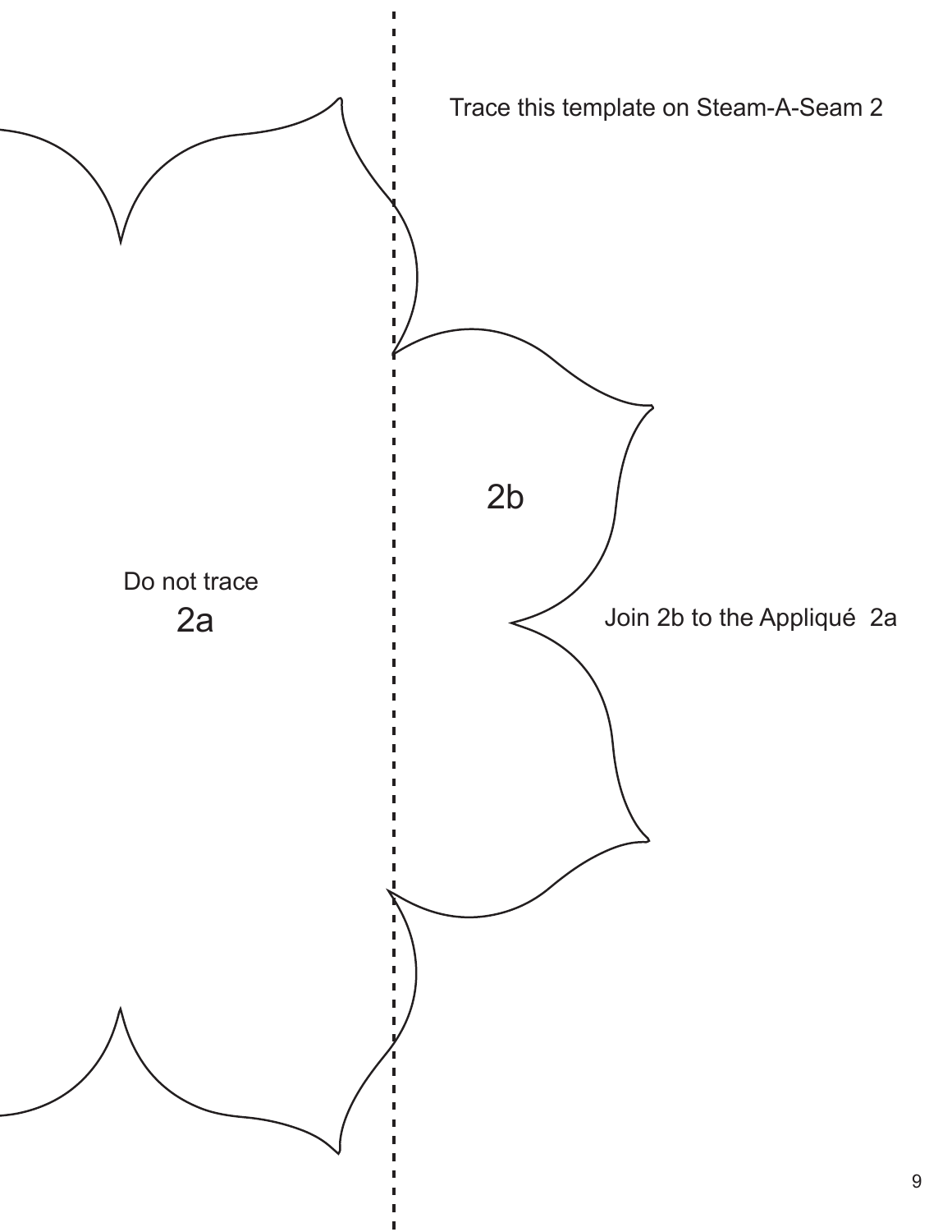Trace this template on Steam-A-Seam 2

2b

Do not trace

2a

Join 2b to the Appliqué  2a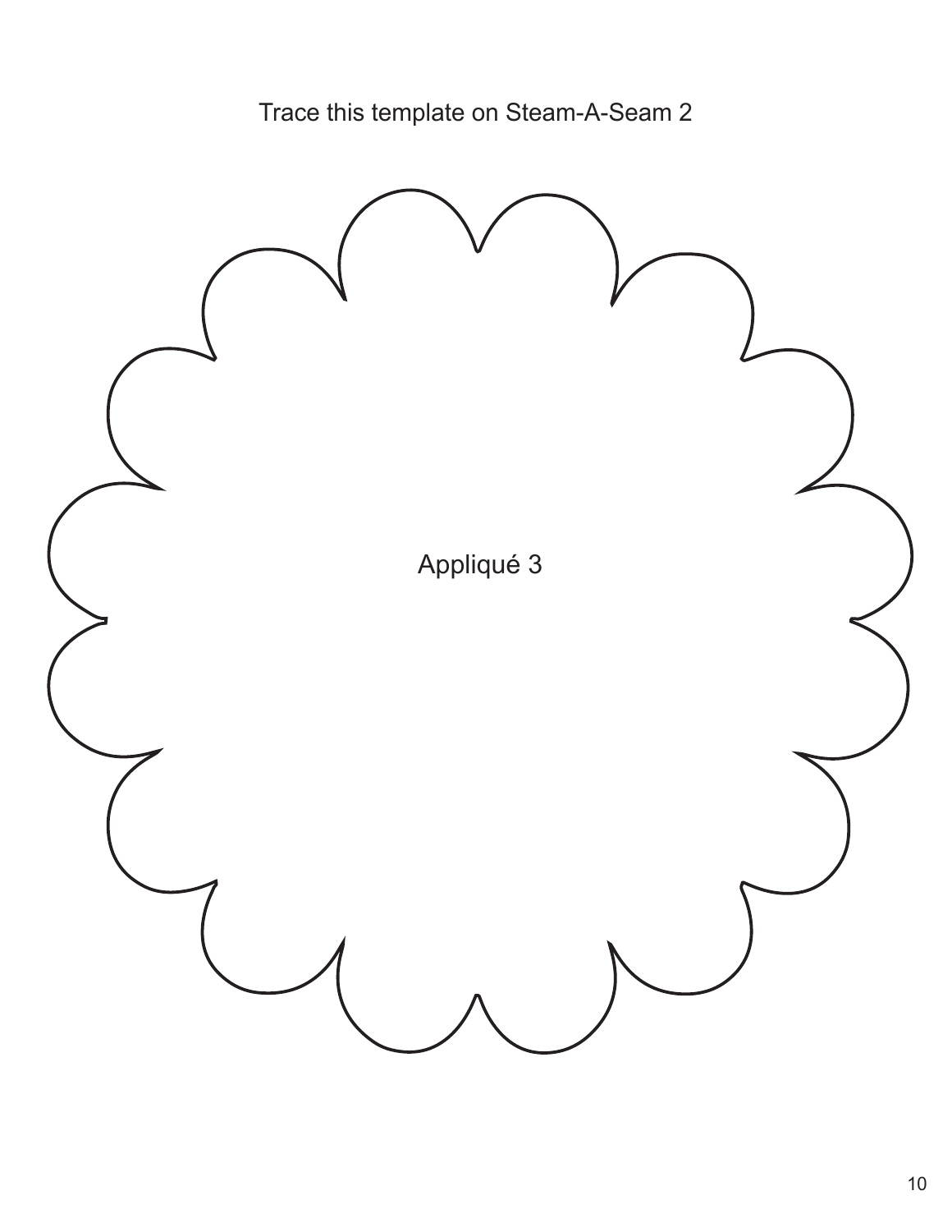Trace this template on Steam-A-Seam 2

Appliqué 3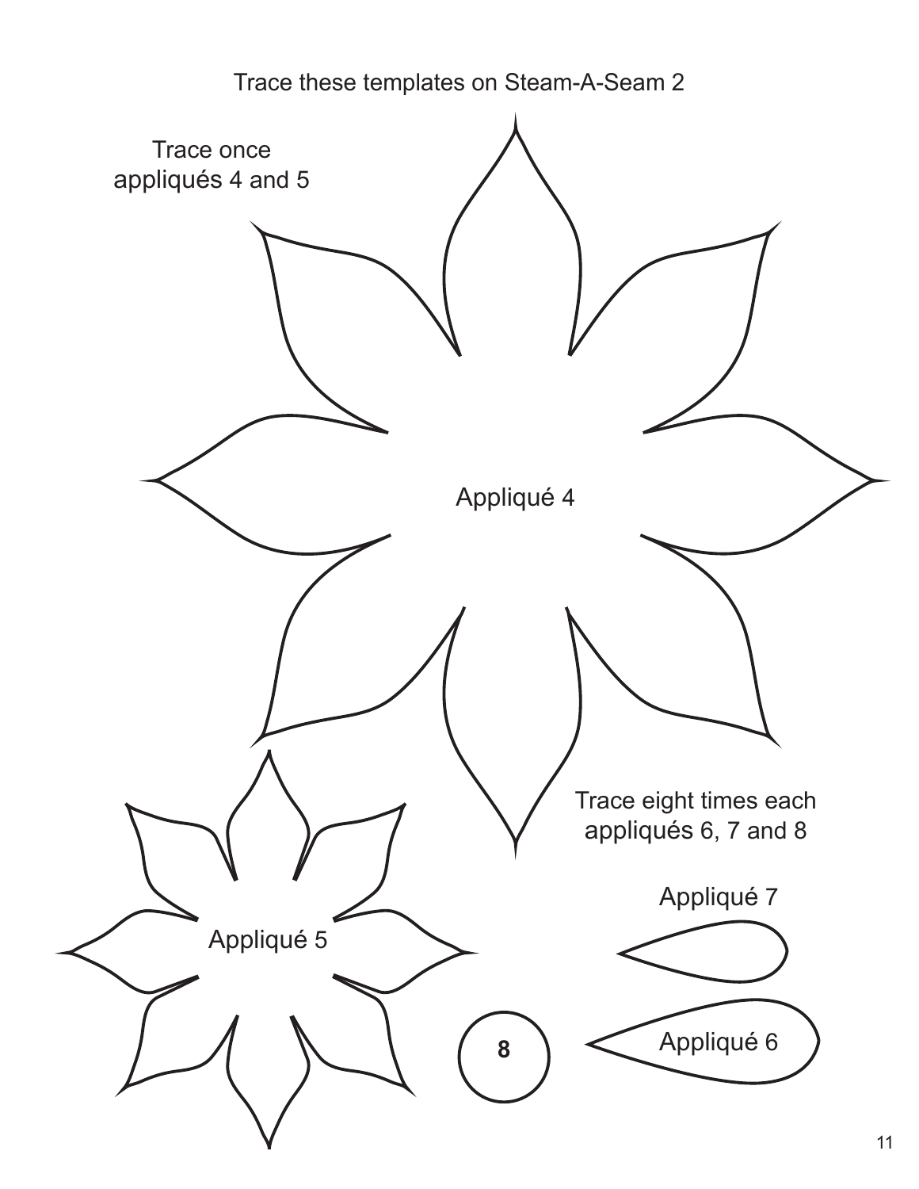Trace these templates on Steam-A-Seam 2

Trace once
appliqués 4 and 5

Appliqué 4

Trace eight times each
appliqués 6, 7 and 8

Appliqué 7

Appliqué 5

8

Appliqué 6